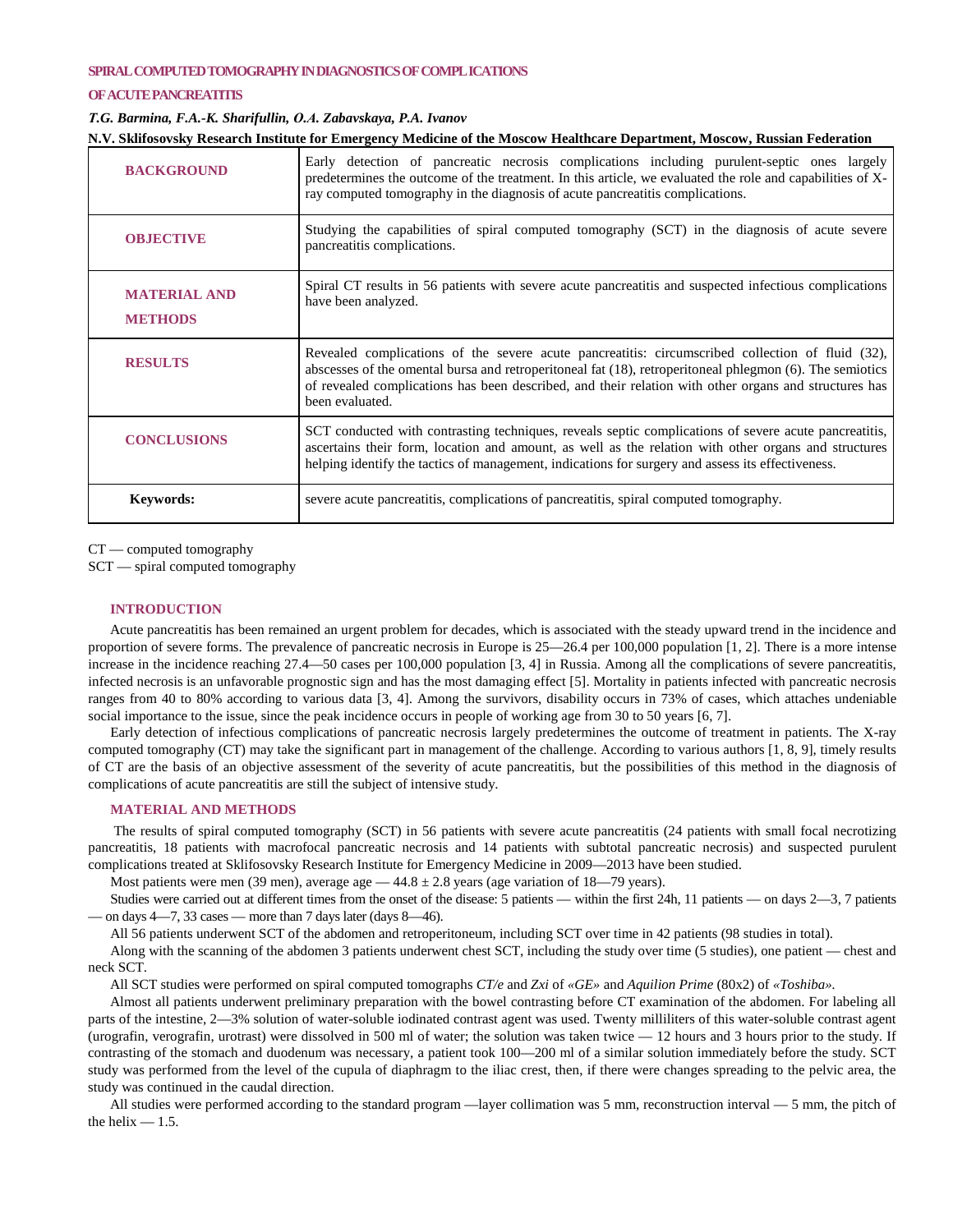# SPIRAL COMPUTED TOMOGRAPHY IN DIAGNOSTICS OF COMPLICATIONS OF ACUTE PANCREATITIS

***T.G. Barmina, F.A.-K. Sharifullin, O.A. Zabavskaya, P.A. Ivanov***

**N.V. Sklifosovsky Research Institute for Emergency Medicine of the Moscow Healthcare Department, Moscow, Russian Federation**

| | |
|---|---|
| **BACKGROUND** | Early detection of pancreatic necrosis complications including purulent-septic ones largely predetermines the outcome of the treatment. In this article, we evaluated the role and capabilities of X-ray computed tomography in the diagnosis of acute pancreatitis complications. |
| **OBJECTIVE** | Studying the capabilities of spiral computed tomography (SCT) in the diagnosis of acute severe pancreatitis complications. |
| **MATERIAL AND METHODS** | Spiral CT results in 56 patients with severe acute pancreatitis and suspected infectious complications have been analyzed. |
| **RESULTS** | Revealed complications of the severe acute pancreatitis: circumscribed collection of fluid (32), abscesses of the omental bursa and retroperitoneal fat (18), retroperitoneal phlegmon (6). The semiotics of revealed complications has been described, and their relation with other organs and structures has been evaluated. |
| **CONCLUSIONS** | SCT conducted with contrasting techniques, reveals septic complications of severe acute pancreatitis, ascertains their form, location and amount, as well as the relation with other organs and structures helping identify the tactics of management, indications for surgery and assess its effectiveness. |
| **Keywords:** | severe acute pancreatitis, complications of pancreatitis, spiral computed tomography. |

CT — computed tomography
SCT — spiral computed tomography

## INTRODUCTION

Acute pancreatitis has been remained an urgent problem for decades, which is associated with the steady upward trend in the incidence and proportion of severe forms. The prevalence of pancreatic necrosis in Europe is 25—26.4 per 100,000 population [1, 2]. There is a more intense increase in the incidence reaching 27.4—50 cases per 100,000 population [3, 4] in Russia. Among all the complications of severe pancreatitis, infected necrosis is an unfavorable prognostic sign and has the most damaging effect [5]. Mortality in patients infected with pancreatic necrosis ranges from 40 to 80% according to various data [3, 4]. Among the survivors, disability occurs in 73% of cases, which attaches undeniable social importance to the issue, since the peak incidence occurs in people of working age from 30 to 50 years [6, 7].

Early detection of infectious complications of pancreatic necrosis largely predetermines the outcome of treatment in patients. The X-ray computed tomography (CT) may take the significant part in management of the challenge. According to various authors [1, 8, 9], timely results of CT are the basis of an objective assessment of the severity of acute pancreatitis, but the possibilities of this method in the diagnosis of complications of acute pancreatitis are still the subject of intensive study.

## MATERIAL AND METHODS

The results of spiral computed tomography (SCT) in 56 patients with severe acute pancreatitis (24 patients with small focal necrotizing pancreatitis, 18 patients with macrofocal pancreatic necrosis and 14 patients with subtotal pancreatic necrosis) and suspected purulent complications treated at Sklifosovsky Research Institute for Emergency Medicine in 2009—2013 have been studied.

Most patients were men (39 men), average age — 44.8 ± 2.8 years (age variation of 18—79 years).

Studies were carried out at different times from the onset of the disease: 5 patients — within the first 24h, 11 patients — on days 2—3, 7 patients — on days 4—7, 33 cases — more than 7 days later (days 8—46).

All 56 patients underwent SCT of the abdomen and retroperitoneum, including SCT over time in 42 patients (98 studies in total).

Along with the scanning of the abdomen 3 patients underwent chest SCT, including the study over time (5 studies), one patient — chest and neck SCT.

All SCT studies were performed on spiral computed tomographs *CT/e* and *Zxi* of *«GE»* and *Aquilion Prime* (80x2) of *«Toshiba»*.

Almost all patients underwent preliminary preparation with the bowel contrasting before CT examination of the abdomen. For labeling all parts of the intestine, 2—3% solution of water-soluble iodinated contrast agent was used. Twenty milliliters of this water-soluble contrast agent (urografin, verografin, urotrast) were dissolved in 500 ml of water; the solution was taken twice — 12 hours and 3 hours prior to the study. If contrasting of the stomach and duodenum was necessary, a patient took 100—200 ml of a similar solution immediately before the study. SCT study was performed from the level of the cupula of diaphragm to the iliac crest, then, if there were changes spreading to the pelvic area, the study was continued in the caudal direction.

All studies were performed according to the standard program —layer collimation was 5 mm, reconstruction interval — 5 mm, the pitch of the helix — 1.5.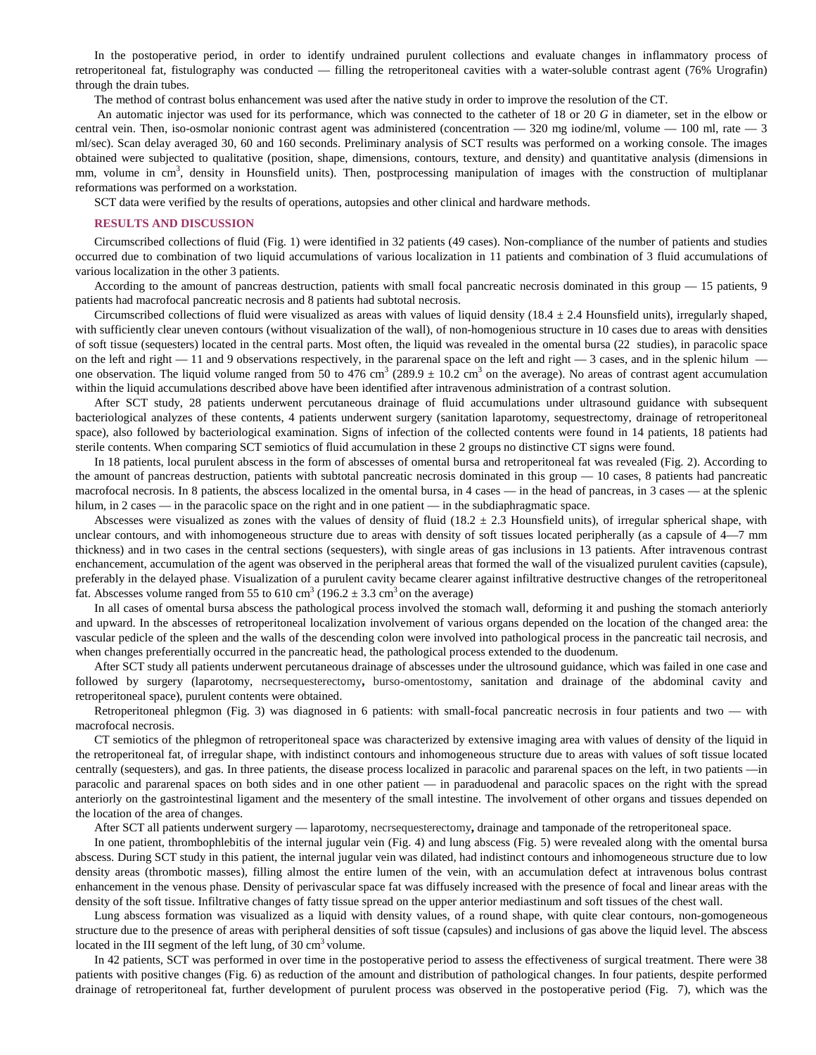In the postoperative period, in order to identify undrained purulent collections and evaluate changes in inflammatory process of retroperitoneal fat, fistulography was conducted — filling the retroperitoneal cavities with a water-soluble contrast agent (76% Urografin) through the drain tubes.

The method of contrast bolus enhancement was used after the native study in order to improve the resolution of the CT.

An automatic injector was used for its performance, which was connected to the catheter of 18 or 20 *G* in diameter, set in the elbow or central vein. Then, iso-osmolar nonionic contrast agent was administered (concentration — 320 mg iodine/ml, volume — 100 ml, rate — 3 ml/sec). Scan delay averaged 30, 60 and 160 seconds. Preliminary analysis of SCT results was performed on a working console. The images obtained were subjected to qualitative (position, shape, dimensions, contours, texture, and density) and quantitative analysis (dimensions in mm, volume in cm$^3$, density in Hounsfield units). Then, postprocessing manipulation of images with the construction of multiplanar reformations was performed on a workstation.

SCT data were verified by the results of operations, autopsies and other clinical and hardware methods.

## RESULTS AND DISCUSSION

Circumscribed collections of fluid (Fig. 1) were identified in 32 patients (49 cases). Non-compliance of the number of patients and studies occurred due to combination of two liquid accumulations of various localization in 11 patients and combination of 3 fluid accumulations of various localization in the other 3 patients.

According to the amount of pancreas destruction, patients with small focal pancreatic necrosis dominated in this group — 15 patients, 9 patients had macrofocal pancreatic necrosis and 8 patients had subtotal necrosis.

Circumscribed collections of fluid were visualized as areas with values of liquid density (18.4 ± 2.4 Hounsfield units), irregularly shaped, with sufficiently clear uneven contours (without visualization of the wall), of non-homogenious structure in 10 cases due to areas with densities of soft tissue (sequesters) located in the central parts. Most often, the liquid was revealed in the omental bursa (22 studies), in paracolic space on the left and right — 11 and 9 observations respectively, in the pararenal space on the left and right — 3 cases, and in the splenic hilum — one observation. The liquid volume ranged from 50 to 476 cm$^3$ (289.9 ± 10.2 cm$^3$ on the average). No areas of contrast agent accumulation within the liquid accumulations described above have been identified after intravenous administration of a contrast solution.

After SCT study, 28 patients underwent percutaneous drainage of fluid accumulations under ultrasound guidance with subsequent bacteriological analyzes of these contents, 4 patients underwent surgery (sanitation laparotomy, sequestrectomy, drainage of retroperitoneal space), also followed by bacteriological examination. Signs of infection of the collected contents were found in 14 patients, 18 patients had sterile contents. When comparing SCT semiotics of fluid accumulation in these 2 groups no distinctive CT signs were found.

In 18 patients, local purulent abscess in the form of abscesses of omental bursa and retroperitoneal fat was revealed (Fig. 2). According to the amount of pancreas destruction, patients with subtotal pancreatic necrosis dominated in this group — 10 cases, 8 patients had pancreatic macrofocal necrosis. In 8 patients, the abscess localized in the omental bursa, in 4 cases — in the head of pancreas, in 3 cases — at the splenic hilum, in 2 cases — in the paracolic space on the right and in one patient — in the subdiaphragmatic space.

Abscesses were visualized as zones with the values of density of fluid (18.2 ± 2.3 Hounsfield units), of irregular spherical shape, with unclear contours, and with inhomogeneous structure due to areas with density of soft tissues located peripherally (as a capsule of 4—7 mm thickness) and in two cases in the central sections (sequesters), with single areas of gas inclusions in 13 patients. After intravenous contrast enhancement, accumulation of the agent was observed in the peripheral areas that formed the wall of the visualized purulent cavities (capsule), preferably in the delayed phase. Visualization of a purulent cavity became clearer against infiltrative destructive changes of the retroperitoneal fat. Abscesses volume ranged from 55 to 610 cm$^3$ (196.2 ± 3.3 cm$^3$ on the average)

In all cases of omental bursa abscess the pathological process involved the stomach wall, deforming it and pushing the stomach anteriorly and upward. In the abscesses of retroperitoneal localization involvement of various organs depended on the location of the changed area: the vascular pedicle of the spleen and the walls of the descending colon were involved into pathological process in the pancreatic tail necrosis, and when changes preferentially occurred in the pancreatic head, the pathological process extended to the duodenum.

After SCT study all patients underwent percutaneous drainage of abscesses under the ultrosound guidance, which was failed in one case and followed by surgery (laparotomy, necrsequesterectomy**,** burso-omentostomy, sanitation and drainage of the abdominal cavity and retroperitoneal space), purulent contents were obtained.

Retroperitoneal phlegmon (Fig. 3) was diagnosed in 6 patients: with small-focal pancreatic necrosis in four patients and two — with macrofocal necrosis.

CT semiotics of the phlegmon of retroperitoneal space was characterized by extensive imaging area with values of density of the liquid in the retroperitoneal fat, of irregular shape, with indistinct contours and inhomogeneous structure due to areas with values of soft tissue located centrally (sequesters), and gas. In three patients, the disease process localized in paracolic and pararenal spaces on the left, in two patients —in paracolic and pararenal spaces on both sides and in one other patient — in paraduodenal and paracolic spaces on the right with the spread anteriorly on the gastrointestinal ligament and the mesentery of the small intestine. The involvement of other organs and tissues depended on the location of the area of changes.

After SCT all patients underwent surgery — laparotomy, necrsequesterectomy**,** drainage and tamponade of the retroperitoneal space.

In one patient, thrombophlebitis of the internal jugular vein (Fig. 4) and lung abscess (Fig. 5) were revealed along with the omental bursa abscess. During SCT study in this patient, the internal jugular vein was dilated, had indistinct contours and inhomogeneous structure due to low density areas (thrombotic masses), filling almost the entire lumen of the vein, with an accumulation defect at intravenous bolus contrast enhancement in the venous phase. Density of perivascular space fat was diffusely increased with the presence of focal and linear areas with the density of the soft tissue. Infiltrative changes of fatty tissue spread on the upper anterior mediastinum and soft tissues of the chest wall.

Lung abscess formation was visualized as a liquid with density values, of a round shape, with quite clear contours, non-gomogeneous structure due to the presence of areas with peripheral densities of soft tissue (capsules) and inclusions of gas above the liquid level. The abscess located in the III segment of the left lung, of 30 cm$^3$ volume.

In 42 patients, SCT was performed in over time in the postoperative period to assess the effectiveness of surgical treatment. There were 38 patients with positive changes (Fig. 6) as reduction of the amount and distribution of pathological changes. In four patients, despite performed drainage of retroperitoneal fat, further development of purulent process was observed in the postoperative period (Fig. 7), which was the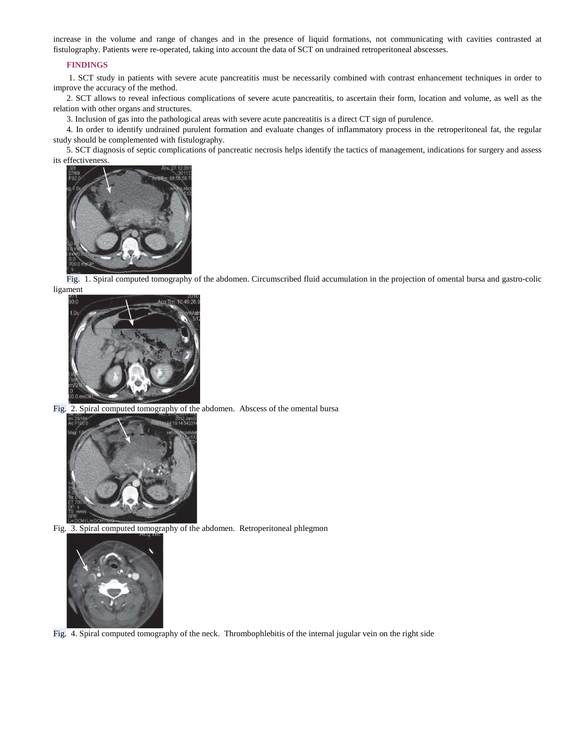increase in the volume and range of changes and in the presence of liquid formations, not communicating with cavities contrasted at fistulography. Patients were re-operated, taking into account the data of SCT on undrained retroperitoneal abscesses.

## FINDINGS

1. SCT study in patients with severe acute pancreatitis must be necessarily combined with contrast enhancement techniques in order to improve the accuracy of the method.
2. SCT allows to reveal infectious complications of severe acute pancreatitis, to ascertain their form, location and volume, as well as the relation with other organs and structures.
3. Inclusion of gas into the pathological areas with severe acute pancreatitis is a direct CT sign of purulence.
4. In order to identify undrained purulent formation and evaluate changes of inflammatory process in the retroperitoneal fat, the regular study should be complemented with fistulography.
5. SCT diagnosis of septic complications of pancreatic necrosis helps identify the tactics of management, indications for surgery and assess its effectiveness.

Fig. 1. Spiral computed tomography of the abdomen. Circumscribed fluid accumulation in the projection of omental bursa and gastro-colic ligament

Fig. 2. Spiral computed tomography of the abdomen. Abscess of the omental bursa

Fig. 3. Spiral computed tomography of the abdomen. Retroperitoneal phlegmon

Fig. 4. Spiral computed tomography of the neck. Thrombophlebitis of the internal jugular vein on the right side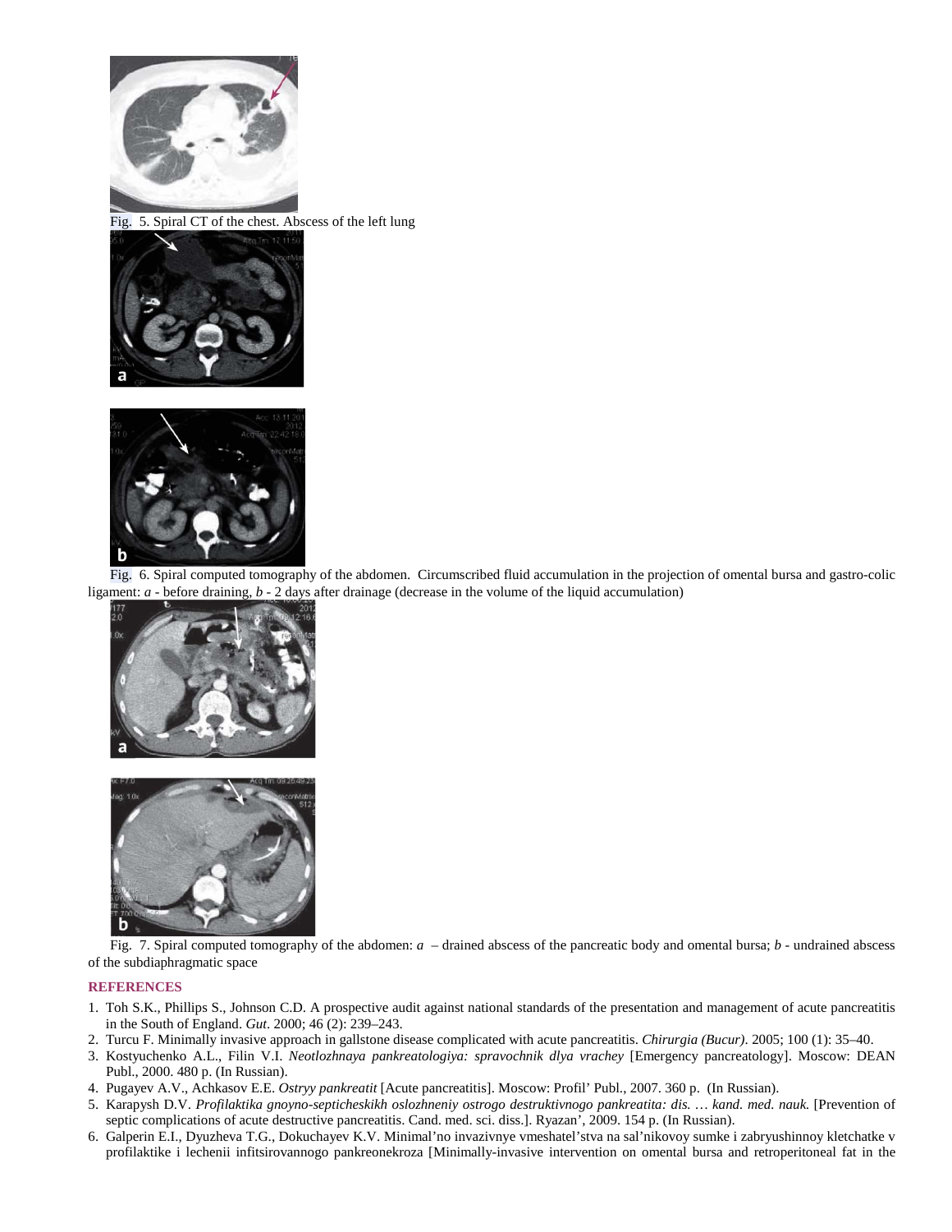Fig. 5. Spiral CT of the chest. Abscess of the left lung

Fig. 6. Spiral computed tomography of the abdomen. Circumscribed fluid accumulation in the projection of omental bursa and gastro-colic ligament: *a* - before draining, *b* - 2 days after drainage (decrease in the volume of the liquid accumulation)

Fig. 7. Spiral computed tomography of the abdomen: *a* – drained abscess of the pancreatic body and omental bursa; *b* - undrained abscess of the subdiaphragmatic space

## REFERENCES

1. Toh S.K., Phillips S., Johnson C.D. A prospective audit against national standards of the presentation and management of acute pancreatitis in the South of England. *Gut*. 2000; 46 (2): 239–243.
2. Turcu F. Minimally invasive approach in gallstone disease complicated with acute pancreatitis. *Chirurgia (Bucur)*. 2005; 100 (1): 35–40.
3. Kostyuchenko A.L., Filin V.I. *Neotlozhnaya pankreatologiya: spravochnik dlya vrachey* [Emergency pancreatology]. Moscow: DEAN Publ., 2000. 480 p. (In Russian).
4. Pugayev A.V., Achkasov E.E. *Ostryy pankreatit* [Acute pancreatitis]. Moscow: Profil' Publ., 2007. 360 p. (In Russian).
5. Karapysh D.V. *Profilaktika gnoyno-septicheskikh oslozhneniy ostrogo destruktivnogo pankreatita: dis. … kand. med. nauk.* [Prevention of septic complications of acute destructive pancreatitis. Cand. med. sci. diss.]. Ryazan', 2009. 154 p. (In Russian).
6. Galperin E.I., Dyuzheva T.G., Dokuchayev K.V. Minimal'no invazivnye vmeshatel'stva na sal'nikovoy sumke i zabryushinnoy kletchatke v profilaktike i lechenii infitsirovannogo pankreonekroza [Minimally-invasive intervention on omental bursa and retroperitoneal fat in the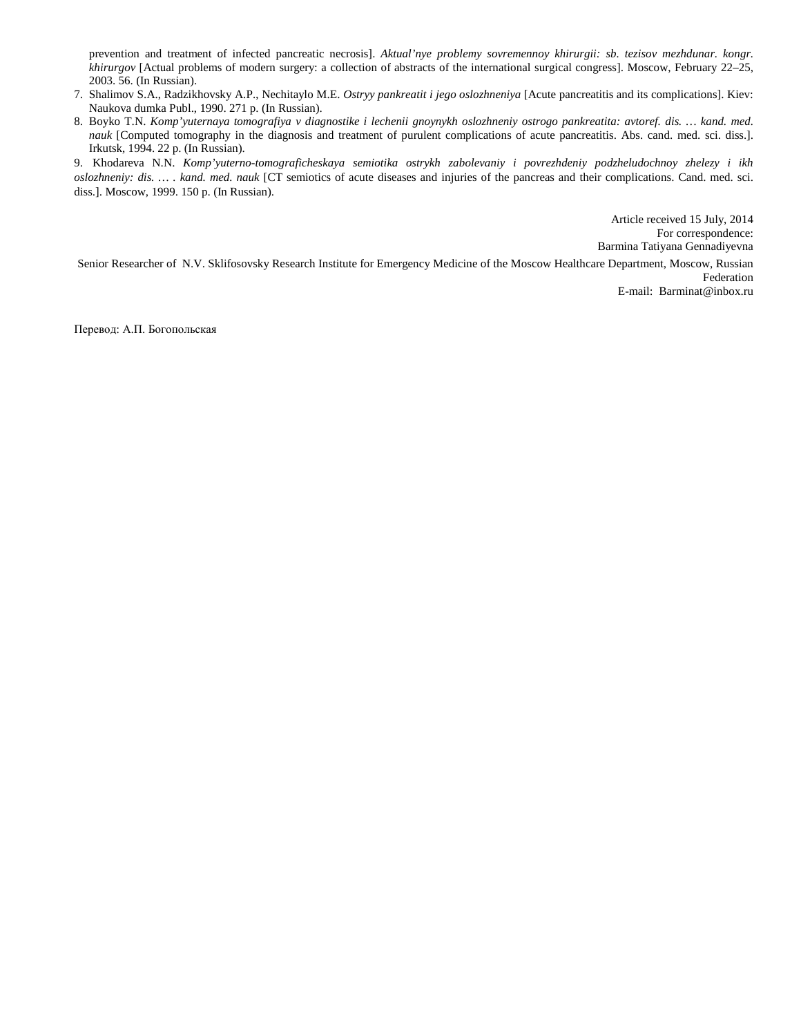prevention and treatment of infected pancreatic necrosis]. *Aktual'nye problemy sovremennoy khirurgii: sb. tezisov mezhdunar. kongr. khirurgov* [Actual problems of modern surgery: a collection of abstracts of the international surgical congress]. Moscow, February 22–25, 2003. 56. (In Russian).

7. Shalimov S.A., Radzikhovsky A.P., Nechitaylo M.E. *Ostryy pankreatit i jego oslozhneniya* [Acute pancreatitis and its complications]. Kiev: Naukova dumka Publ., 1990. 271 p. (In Russian).
8. Boyko T.N. *Komp'yuternaya tomografiya v diagnostike i lechenii gnoynykh oslozhneniy ostrogo pankreatita: avtoref. dis. … kand. med. nauk* [Computed tomography in the diagnosis and treatment of purulent complications of acute pancreatitis. Abs. cand. med. sci. diss.]. Irkutsk, 1994. 22 p. (In Russian).
9. Khodareva N.N. *Komp'yuterno-tomograficheskaya semiotika ostrykh zabolevaniy i povrezhdeniy podzheludochnoy zhelezy i ikh oslozhneniy: dis. … . kand. med. nauk* [CT semiotics of acute diseases and injuries of the pancreas and their complications. Cand. med. sci. diss.]. Moscow, 1999. 150 p. (In Russian).

Article received 15 July, 2014
For correspondence:
Barmina Tatiyana Gennadiyevna

Senior Researcher of N.V. Sklifosovsky Research Institute for Emergency Medicine of the Moscow Healthcare Department, Moscow, Russian Federation
E-mail: Barminat@inbox.ru

Перевод: А.П. Богопольская